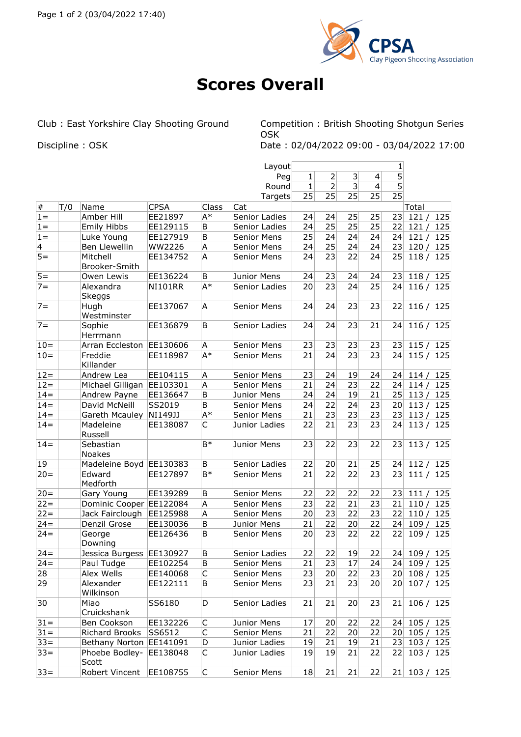CPSA
Clay Pigeon Shooting Association

# Scores Overall

Club : East Yorkshire Clay Shooting Ground

Discipline : OSK

Competition : British Shooting Shotgun Series OSK

Date : 02/04/2022 09:00 - 03/04/2022 17:00

| # | T/0 | Name | CPSA | Class | Cat | | | | | | Total |
|---|---|---|---|---|---|---|---|---|---|---|---|
| | | | | | Layout | | | | | 1 | |
| | | | | | Peg | 1 | 2 | 3 | 4 | 5 | |
| | | | | | Round | 1 | 2 | 3 | 4 | 5 | |
| | | | | | Targets | 25 | 25 | 25 | 25 | 25 | |
| 1= | | Amber Hill | EE21897 | A* | Senior Ladies | 24 | 24 | 25 | 25 | 23 | 121 / 125 |
| 1= | | Emily Hibbs | EE129115 | B | Senior Ladies | 24 | 25 | 25 | 25 | 22 | 121 / 125 |
| 1= | | Luke Young | EE127919 | B | Senior Mens | 25 | 24 | 24 | 24 | 24 | 121 / 125 |
| 4 | | Ben Llewellin | WW2226 | A | Senior Mens | 24 | 25 | 24 | 24 | 23 | 120 / 125 |
| 5= | | Mitchell Brooker-Smith | EE134752 | A | Senior Mens | 24 | 23 | 22 | 24 | 25 | 118 / 125 |
| 5= | | Owen Lewis | EE136224 | B | Junior Mens | 24 | 23 | 24 | 24 | 23 | 118 / 125 |
| 7= | | Alexandra Skeggs | NI101RR | A* | Senior Ladies | 20 | 23 | 24 | 25 | 24 | 116 / 125 |
| 7= | | Hugh Westminster | EE137067 | A | Senior Mens | 24 | 24 | 23 | 23 | 22 | 116 / 125 |
| 7= | | Sophie Herrmann | EE136879 | B | Senior Ladies | 24 | 24 | 23 | 21 | 24 | 116 / 125 |
| 10= | | Arran Eccleston | EE130606 | A | Senior Mens | 23 | 23 | 23 | 23 | 23 | 115 / 125 |
| 10= | | Freddie Killander | EE118987 | A* | Senior Mens | 21 | 24 | 23 | 23 | 24 | 115 / 125 |
| 12= | | Andrew Lea | EE104115 | A | Senior Mens | 23 | 24 | 19 | 24 | 24 | 114 / 125 |
| 12= | | Michael Gilligan | EE103301 | A | Senior Mens | 21 | 24 | 23 | 22 | 24 | 114 / 125 |
| 14= | | Andrew Payne | EE136647 | B | Junior Mens | 24 | 24 | 19 | 21 | 25 | 113 / 125 |
| 14= | | David McNeill | SS2019 | B | Senior Mens | 24 | 22 | 24 | 23 | 20 | 113 / 125 |
| 14= | | Gareth Mcauley | NI149JJ | A* | Senior Mens | 21 | 23 | 23 | 23 | 23 | 113 / 125 |
| 14= | | Madeleine Russell | EE138087 | C | Junior Ladies | 22 | 21 | 23 | 23 | 24 | 113 / 125 |
| 14= | | Sebastian Noakes | | B* | Junior Mens | 23 | 22 | 23 | 22 | 23 | 113 / 125 |
| 19 | | Madeleine Boyd | EE130383 | B | Senior Ladies | 22 | 20 | 21 | 25 | 24 | 112 / 125 |
| 20= | | Edward Medforth | EE127897 | B* | Senior Mens | 21 | 22 | 22 | 23 | 23 | 111 / 125 |
| 20= | | Gary Young | EE139289 | B | Senior Mens | 22 | 22 | 22 | 22 | 23 | 111 / 125 |
| 22= | | Dominic Cooper | EE122084 | A | Senior Mens | 23 | 22 | 21 | 23 | 21 | 110 / 125 |
| 22= | | Jack Fairclough | EE125988 | A | Senior Mens | 20 | 23 | 22 | 23 | 22 | 110 / 125 |
| 24= | | Denzil Grose | EE130036 | B | Junior Mens | 21 | 22 | 20 | 22 | 24 | 109 / 125 |
| 24= | | George Downing | EE126436 | B | Senior Mens | 20 | 23 | 22 | 22 | 22 | 109 / 125 |
| 24= | | Jessica Burgess | EE130927 | B | Senior Ladies | 22 | 22 | 19 | 22 | 24 | 109 / 125 |
| 24= | | Paul Tudge | EE102254 | B | Senior Mens | 21 | 23 | 17 | 24 | 24 | 109 / 125 |
| 28 | | Alex Wells | EE140068 | C | Senior Mens | 23 | 20 | 22 | 23 | 20 | 108 / 125 |
| 29 | | Alexander Wilkinson | EE122111 | B | Senior Mens | 23 | 21 | 23 | 20 | 20 | 107 / 125 |
| 30 | | Miao Cruickshank | SS6180 | D | Senior Ladies | 21 | 21 | 20 | 23 | 21 | 106 / 125 |
| 31= | | Ben Cookson | EE132226 | C | Junior Mens | 17 | 20 | 22 | 22 | 24 | 105 / 125 |
| 31= | | Richard Brooks | SS6512 | C | Senior Mens | 21 | 22 | 20 | 22 | 20 | 105 / 125 |
| 33= | | Bethany Norton | EE141091 | D | Junior Ladies | 19 | 21 | 19 | 21 | 23 | 103 / 125 |
| 33= | | Phoebe Bodley-Scott | EE138048 | C | Junior Ladies | 19 | 19 | 21 | 22 | 22 | 103 / 125 |
| 33= | | Robert Vincent | EE108755 | C | Senior Mens | 18 | 21 | 21 | 22 | 21 | 103 / 125 |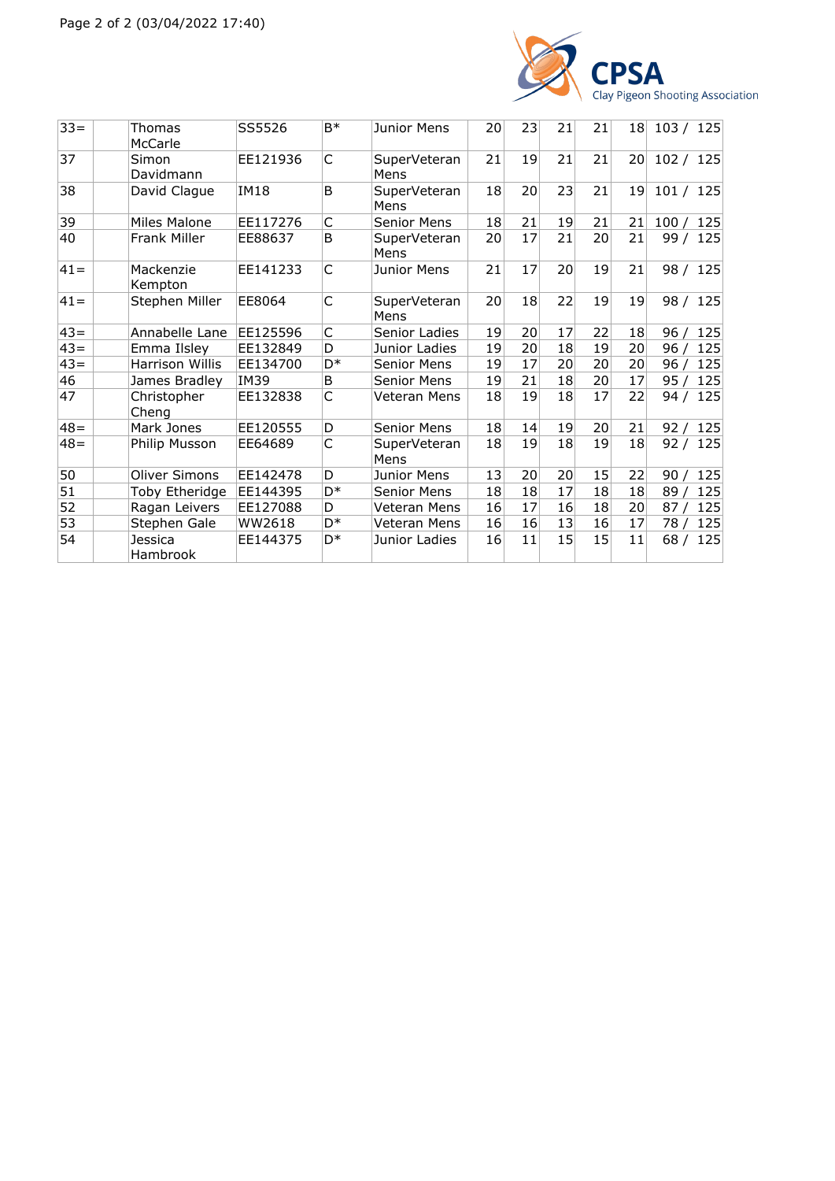| | | | | | | | | | | | |
|---|---|---|---|---|---|---|---|---|---|---|---|
| 33= | | Thomas McCarle | SS5526 | B* | Junior Mens | 20 | 23 | 21 | 21 | 18 | 103 / 125 |
| 37 | | Simon Davidmann | EE121936 | C | SuperVeteran Mens | 21 | 19 | 21 | 21 | 20 | 102 / 125 |
| 38 | | David Clague | IM18 | B | SuperVeteran Mens | 18 | 20 | 23 | 21 | 19 | 101 / 125 |
| 39 | | Miles Malone | EE117276 | C | Senior Mens | 18 | 21 | 19 | 21 | 21 | 100 / 125 |
| 40 | | Frank Miller | EE88637 | B | SuperVeteran Mens | 20 | 17 | 21 | 20 | 21 | 99 / 125 |
| 41= | | Mackenzie Kempton | EE141233 | C | Junior Mens | 21 | 17 | 20 | 19 | 21 | 98 / 125 |
| 41= | | Stephen Miller | EE8064 | C | SuperVeteran Mens | 20 | 18 | 22 | 19 | 19 | 98 / 125 |
| 43= | | Annabelle Lane | EE125596 | C | Senior Ladies | 19 | 20 | 17 | 22 | 18 | 96 / 125 |
| 43= | | Emma Ilsley | EE132849 | D | Junior Ladies | 19 | 20 | 18 | 19 | 20 | 96 / 125 |
| 43= | | Harrison Willis | EE134700 | D* | Senior Mens | 19 | 17 | 20 | 20 | 20 | 96 / 125 |
| 46 | | James Bradley | IM39 | B | Senior Mens | 19 | 21 | 18 | 20 | 17 | 95 / 125 |
| 47 | | Christopher Cheng | EE132838 | C | Veteran Mens | 18 | 19 | 18 | 17 | 22 | 94 / 125 |
| 48= | | Mark Jones | EE120555 | D | Senior Mens | 18 | 14 | 19 | 20 | 21 | 92 / 125 |
| 48= | | Philip Musson | EE64689 | C | SuperVeteran Mens | 18 | 19 | 18 | 19 | 18 | 92 / 125 |
| 50 | | Oliver Simons | EE142478 | D | Junior Mens | 13 | 20 | 20 | 15 | 22 | 90 / 125 |
| 51 | | Toby Etheridge | EE144395 | D* | Senior Mens | 18 | 18 | 17 | 18 | 18 | 89 / 125 |
| 52 | | Ragan Leivers | EE127088 | D | Veteran Mens | 16 | 17 | 16 | 18 | 20 | 87 / 125 |
| 53 | | Stephen Gale | WW2618 | D* | Veteran Mens | 16 | 16 | 13 | 16 | 17 | 78 / 125 |
| 54 | | Jessica Hambrook | EE144375 | D* | Junior Ladies | 16 | 11 | 15 | 15 | 11 | 68 / 125 |